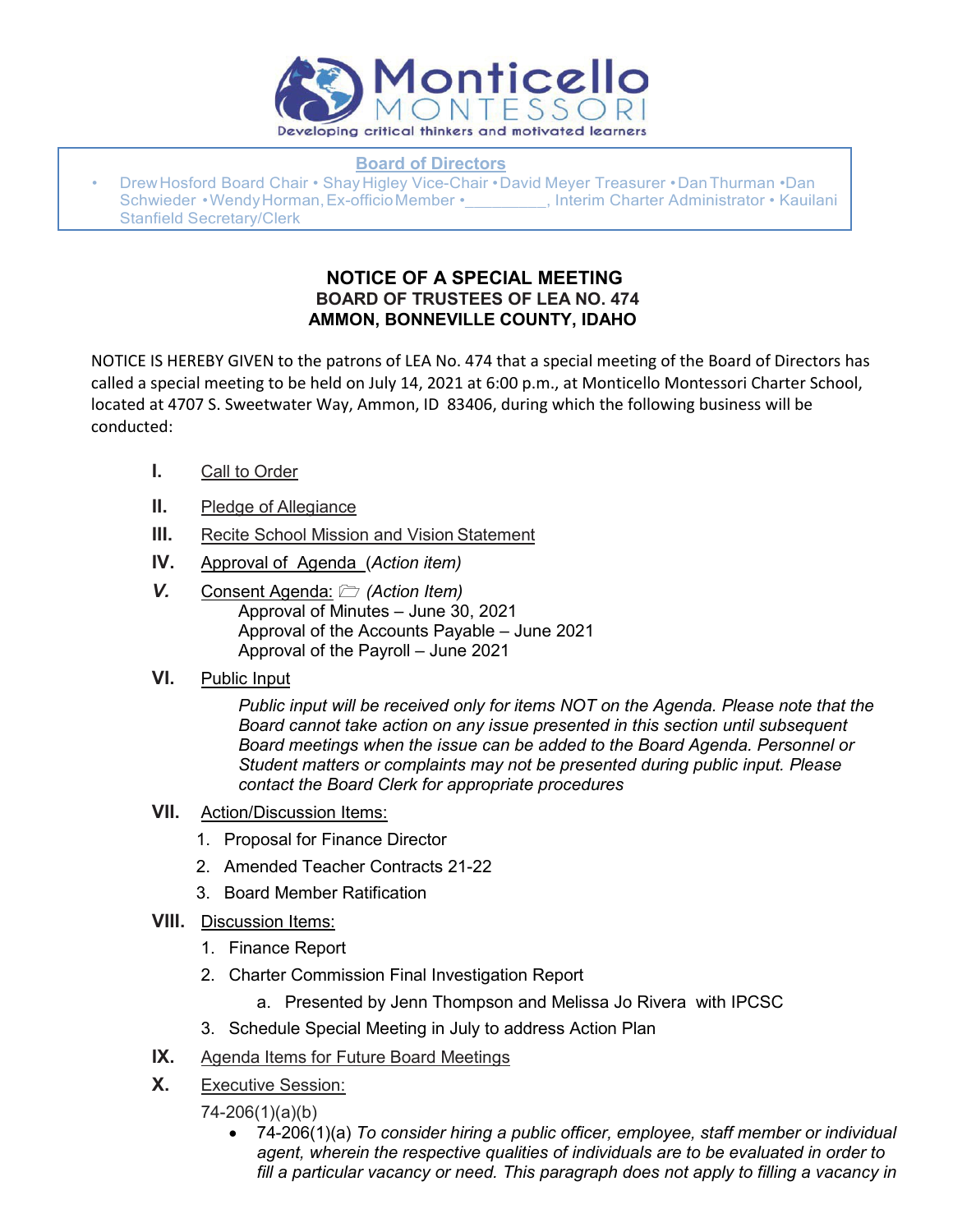Monticello MONTESSORI

Developing critical thinkers and motivated learners

**Board of Directors**

- Drew Hosford Board Chair • Shay Higley Vice-Chair • David Meyer Treasurer • Dan Thurman • Dan Schwieder • Wendy Horman, Ex-officio Member • _________, Interim Charter Administrator • Kaulani Stanfield Secretary/Clerk

# NOTICE OF A SPECIAL MEETING

## BOARD OF TRUSTEES OF LEA NO. 474
## AMMON, BONNEVILLE COUNTY, IDAHO

NOTICE IS HEREBY GIVEN to the patrons of LEA No. 474 that a special meeting of the Board of Directors has called a special meeting to be held on July 14, 2021 at 6:00 p.m., at Monticello Montessori Charter School, located at 4707 S. Sweetwater Way, Ammon, ID 83406, during which the following business will be conducted:

**I.** Call to Order

**II.** Pledge of Allegiance

**III.** Recite School Mission and Vision Statement

**IV.** Approval of Agenda (*Action item*)

***V.*** Consent Agenda: 🗁 (*Action Item*)
   Approval of Minutes – June 30, 2021
   Approval of the Accounts Payable – June 2021
   Approval of the Payroll – June 2021

**VI.** Public Input

*Public input will be received only for items NOT on the Agenda. Please note that the Board cannot take action on any issue presented in this section until subsequent Board meetings when the issue can be added to the Board Agenda. Personnel or Student matters or complaints may not be presented during public input. Please contact the Board Clerk for appropriate procedures*

**VII.** Action/Discussion Items:

1. Proposal for Finance Director
2. Amended Teacher Contracts 21-22
3. Board Member Ratification

**VIII.** Discussion Items:

1. Finance Report
2. Charter Commission Final Investigation Report
   a. Presented by Jenn Thompson and Melissa Jo Rivera with IPCSC
3. Schedule Special Meeting in July to address Action Plan

**IX.** Agenda Items for Future Board Meetings

**X.** Executive Session:

74-206(1)(a)(b)

- 74-206(1)(a) *To consider hiring a public officer, employee, staff member or individual agent, wherein the respective qualities of individuals are to be evaluated in order to fill a particular vacancy or need. This paragraph does not apply to filling a vacancy in*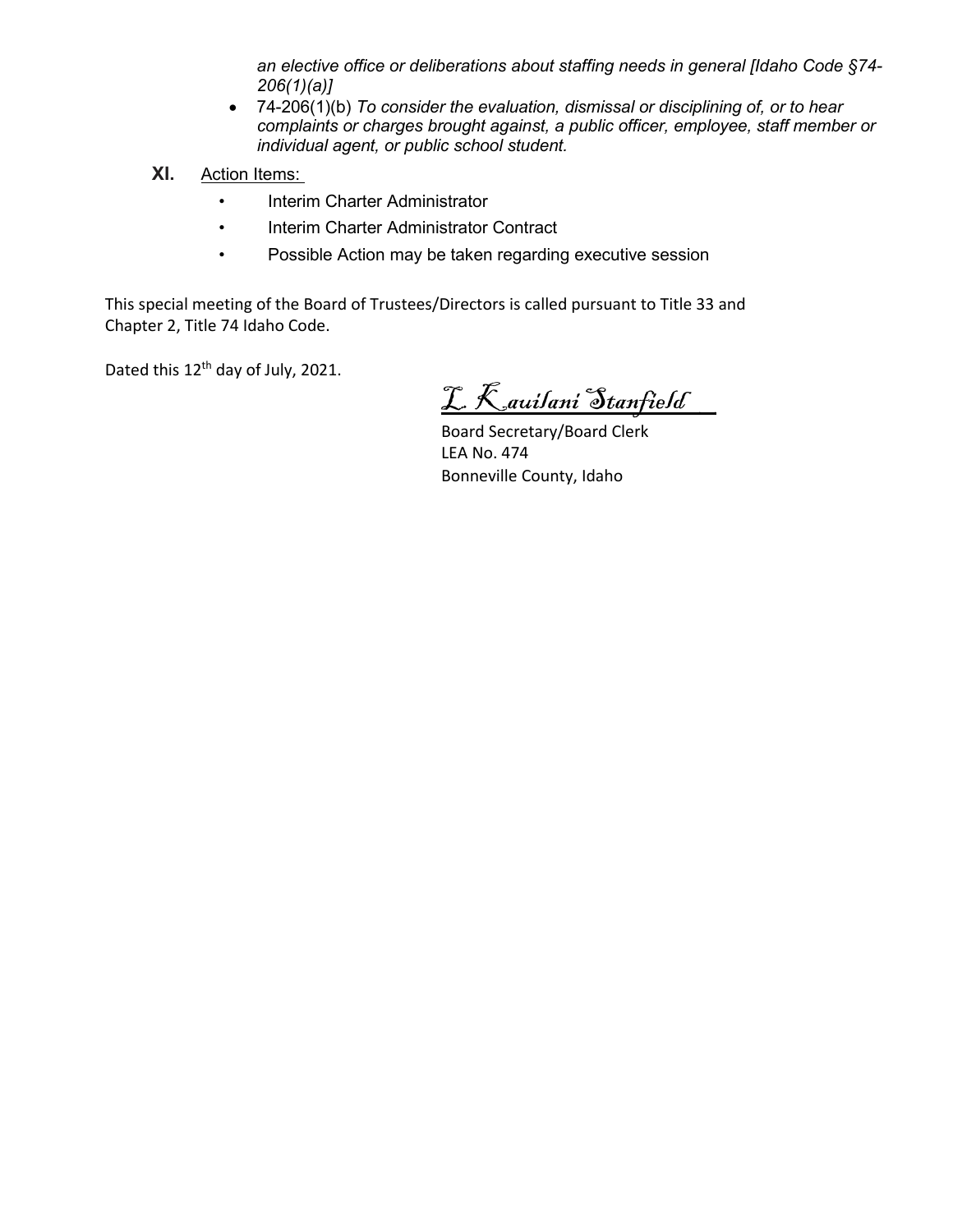*an elective office or deliberations about staffing needs in general [Idaho Code §74-206(1)(a)]*

- 74-206(1)(b) *To consider the evaluation, dismissal or disciplining of, or to hear complaints or charges brought against, a public officer, employee, staff member or individual agent, or public school student.*

**XI.** Action Items:

- Interim Charter Administrator
- Interim Charter Administrator Contract
- Possible Action may be taken regarding executive session

This special meeting of the Board of Trustees/Directors is called pursuant to Title 33 and Chapter 2, Title 74 Idaho Code.

Dated this 12th day of July, 2021.

L. Kauilani Stanfield

Board Secretary/Board Clerk
LEA No. 474
Bonneville County, Idaho